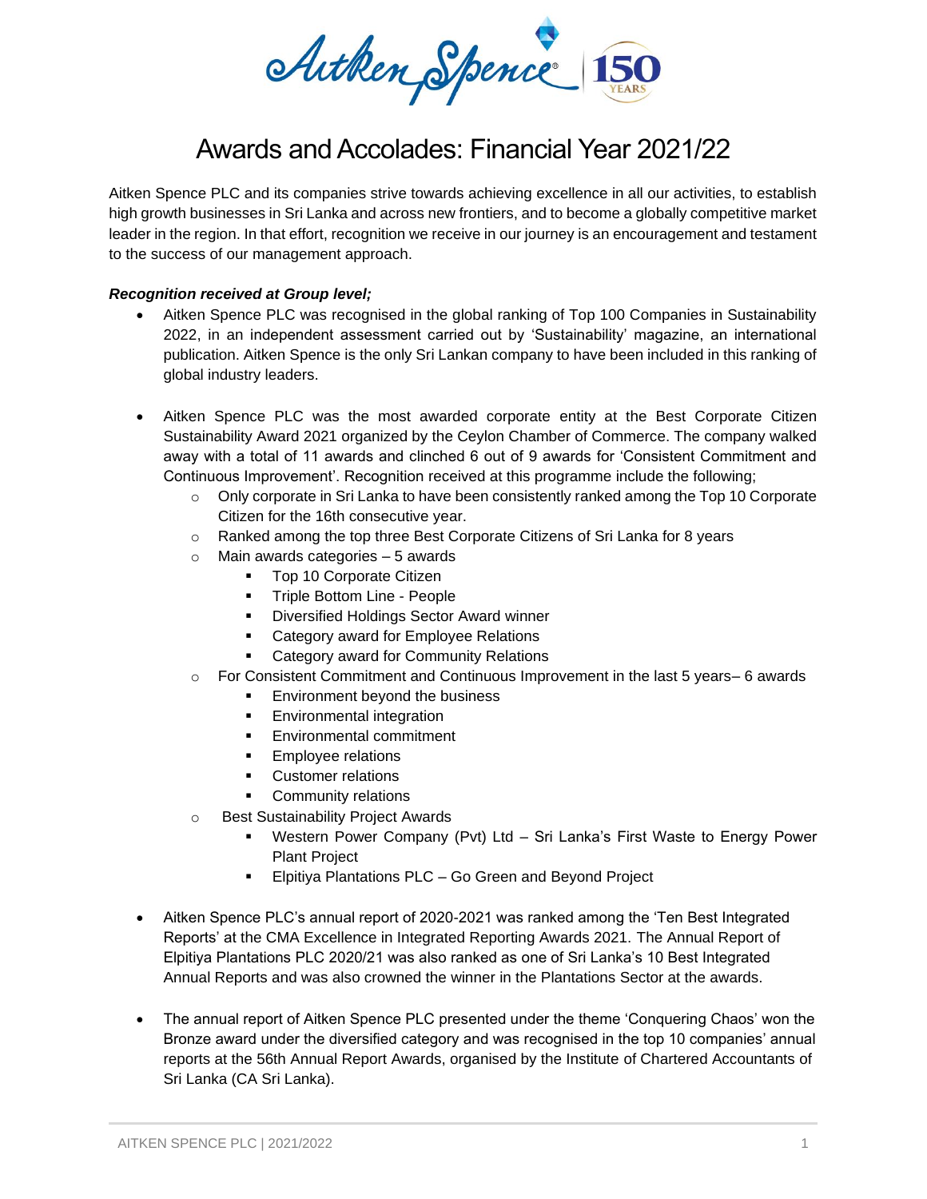# Awards and Accolades: Financial Year 2021/22

Aitken Spence PLC and its companies strive towards achieving excellence in all our activities, to establish high growth businesses in Sri Lanka and across new frontiers, and to become a globally competitive market leader in the region. In that effort, recognition we receive in our journey is an encouragement and testament to the success of our management approach.

***Recognition received at Group level;***

- Aitken Spence PLC was recognised in the global ranking of Top 100 Companies in Sustainability 2022, in an independent assessment carried out by 'Sustainability' magazine, an international publication. Aitken Spence is the only Sri Lankan company to have been included in this ranking of global industry leaders.

- Aitken Spence PLC was the most awarded corporate entity at the Best Corporate Citizen Sustainability Award 2021 organized by the Ceylon Chamber of Commerce. The company walked away with a total of 11 awards and clinched 6 out of 9 awards for 'Consistent Commitment and Continuous Improvement'. Recognition received at this programme include the following;
    - Only corporate in Sri Lanka to have been consistently ranked among the Top 10 Corporate Citizen for the 16th consecutive year.
    - Ranked among the top three Best Corporate Citizens of Sri Lanka for 8 years
    - Main awards categories – 5 awards
        - Top 10 Corporate Citizen
        - Triple Bottom Line - People
        - Diversified Holdings Sector Award winner
        - Category award for Employee Relations
        - Category award for Community Relations
    - For Consistent Commitment and Continuous Improvement in the last 5 years– 6 awards
        - Environment beyond the business
        - Environmental integration
        - Environmental commitment
        - Employee relations
        - Customer relations
        - Community relations
    - Best Sustainability Project Awards
        - Western Power Company (Pvt) Ltd – Sri Lanka's First Waste to Energy Power Plant Project
        - Elpitiya Plantations PLC – Go Green and Beyond Project

- Aitken Spence PLC's annual report of 2020-2021 was ranked among the 'Ten Best Integrated Reports' at the CMA Excellence in Integrated Reporting Awards 2021. The Annual Report of Elpitiya Plantations PLC 2020/21 was also ranked as one of Sri Lanka's 10 Best Integrated Annual Reports and was also crowned the winner in the Plantations Sector at the awards.

- The annual report of Aitken Spence PLC presented under the theme 'Conquering Chaos' won the Bronze award under the diversified category and was recognised in the top 10 companies' annual reports at the 56th Annual Report Awards, organised by the Institute of Chartered Accountants of Sri Lanka (CA Sri Lanka).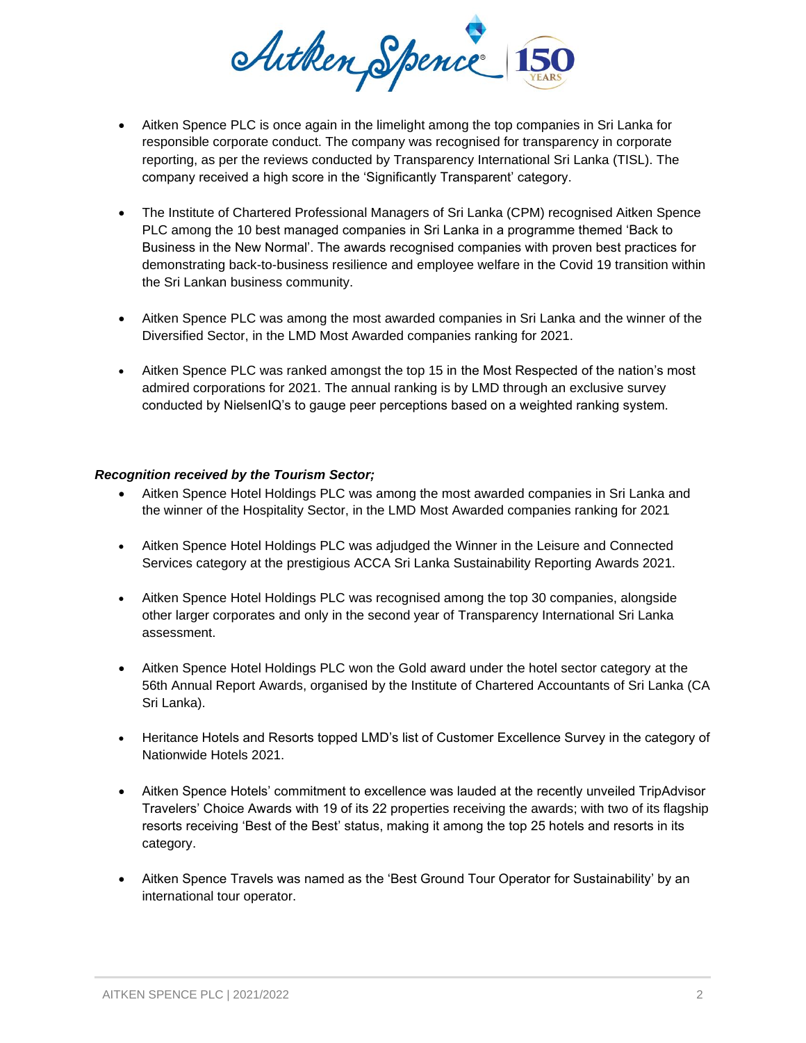- Aitken Spence PLC is once again in the limelight among the top companies in Sri Lanka for responsible corporate conduct. The company was recognised for transparency in corporate reporting, as per the reviews conducted by Transparency International Sri Lanka (TISL). The company received a high score in the 'Significantly Transparent' category.

- The Institute of Chartered Professional Managers of Sri Lanka (CPM) recognised Aitken Spence PLC among the 10 best managed companies in Sri Lanka in a programme themed 'Back to Business in the New Normal'. The awards recognised companies with proven best practices for demonstrating back-to-business resilience and employee welfare in the Covid 19 transition within the Sri Lankan business community.

- Aitken Spence PLC was among the most awarded companies in Sri Lanka and the winner of the Diversified Sector, in the LMD Most Awarded companies ranking for 2021.

- Aitken Spence PLC was ranked amongst the top 15 in the Most Respected of the nation's most admired corporations for 2021. The annual ranking is by LMD through an exclusive survey conducted by NielsenIQ's to gauge peer perceptions based on a weighted ranking system.

***Recognition received by the Tourism Sector;***

- Aitken Spence Hotel Holdings PLC was among the most awarded companies in Sri Lanka and the winner of the Hospitality Sector, in the LMD Most Awarded companies ranking for 2021

- Aitken Spence Hotel Holdings PLC was adjudged the Winner in the Leisure and Connected Services category at the prestigious ACCA Sri Lanka Sustainability Reporting Awards 2021.

- Aitken Spence Hotel Holdings PLC was recognised among the top 30 companies, alongside other larger corporates and only in the second year of Transparency International Sri Lanka assessment.

- Aitken Spence Hotel Holdings PLC won the Gold award under the hotel sector category at the 56th Annual Report Awards, organised by the Institute of Chartered Accountants of Sri Lanka (CA Sri Lanka).

- Heritance Hotels and Resorts topped LMD's list of Customer Excellence Survey in the category of Nationwide Hotels 2021.

- Aitken Spence Hotels' commitment to excellence was lauded at the recently unveiled TripAdvisor Travelers' Choice Awards with 19 of its 22 properties receiving the awards; with two of its flagship resorts receiving 'Best of the Best' status, making it among the top 25 hotels and resorts in its category.

- Aitken Spence Travels was named as the 'Best Ground Tour Operator for Sustainability' by an international tour operator.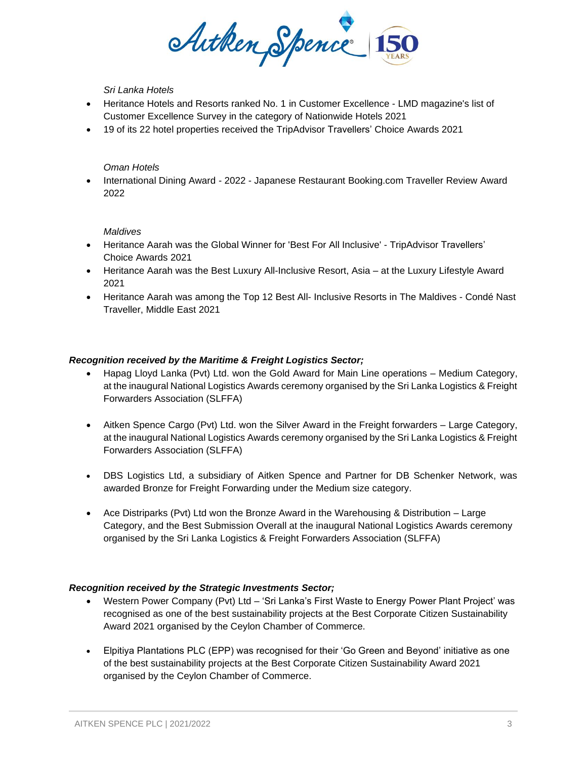*Sri Lanka Hotels*

- Heritance Hotels and Resorts ranked No. 1 in Customer Excellence - LMD magazine's list of Customer Excellence Survey in the category of Nationwide Hotels 2021
- 19 of its 22 hotel properties received the TripAdvisor Travellers' Choice Awards 2021

*Oman Hotels*

- International Dining Award - 2022 - Japanese Restaurant Booking.com Traveller Review Award 2022

*Maldives*

- Heritance Aarah was the Global Winner for 'Best For All Inclusive' - TripAdvisor Travellers' Choice Awards 2021
- Heritance Aarah was the Best Luxury All-Inclusive Resort, Asia – at the Luxury Lifestyle Award 2021
- Heritance Aarah was among the Top 12 Best All- Inclusive Resorts in The Maldives - Condé Nast Traveller, Middle East 2021

***Recognition received by the Maritime & Freight Logistics Sector;***

- Hapag Lloyd Lanka (Pvt) Ltd. won the Gold Award for Main Line operations – Medium Category, at the inaugural National Logistics Awards ceremony organised by the Sri Lanka Logistics & Freight Forwarders Association (SLFFA)

- Aitken Spence Cargo (Pvt) Ltd. won the Silver Award in the Freight forwarders – Large Category, at the inaugural National Logistics Awards ceremony organised by the Sri Lanka Logistics & Freight Forwarders Association (SLFFA)

- DBS Logistics Ltd, a subsidiary of Aitken Spence and Partner for DB Schenker Network, was awarded Bronze for Freight Forwarding under the Medium size category.

- Ace Distriparks (Pvt) Ltd won the Bronze Award in the Warehousing & Distribution – Large Category, and the Best Submission Overall at the inaugural National Logistics Awards ceremony organised by the Sri Lanka Logistics & Freight Forwarders Association (SLFFA)

***Recognition received by the Strategic Investments Sector;***

- Western Power Company (Pvt) Ltd – 'Sri Lanka's First Waste to Energy Power Plant Project' was recognised as one of the best sustainability projects at the Best Corporate Citizen Sustainability Award 2021 organised by the Ceylon Chamber of Commerce.

- Elpitiya Plantations PLC (EPP) was recognised for their 'Go Green and Beyond' initiative as one of the best sustainability projects at the Best Corporate Citizen Sustainability Award 2021 organised by the Ceylon Chamber of Commerce.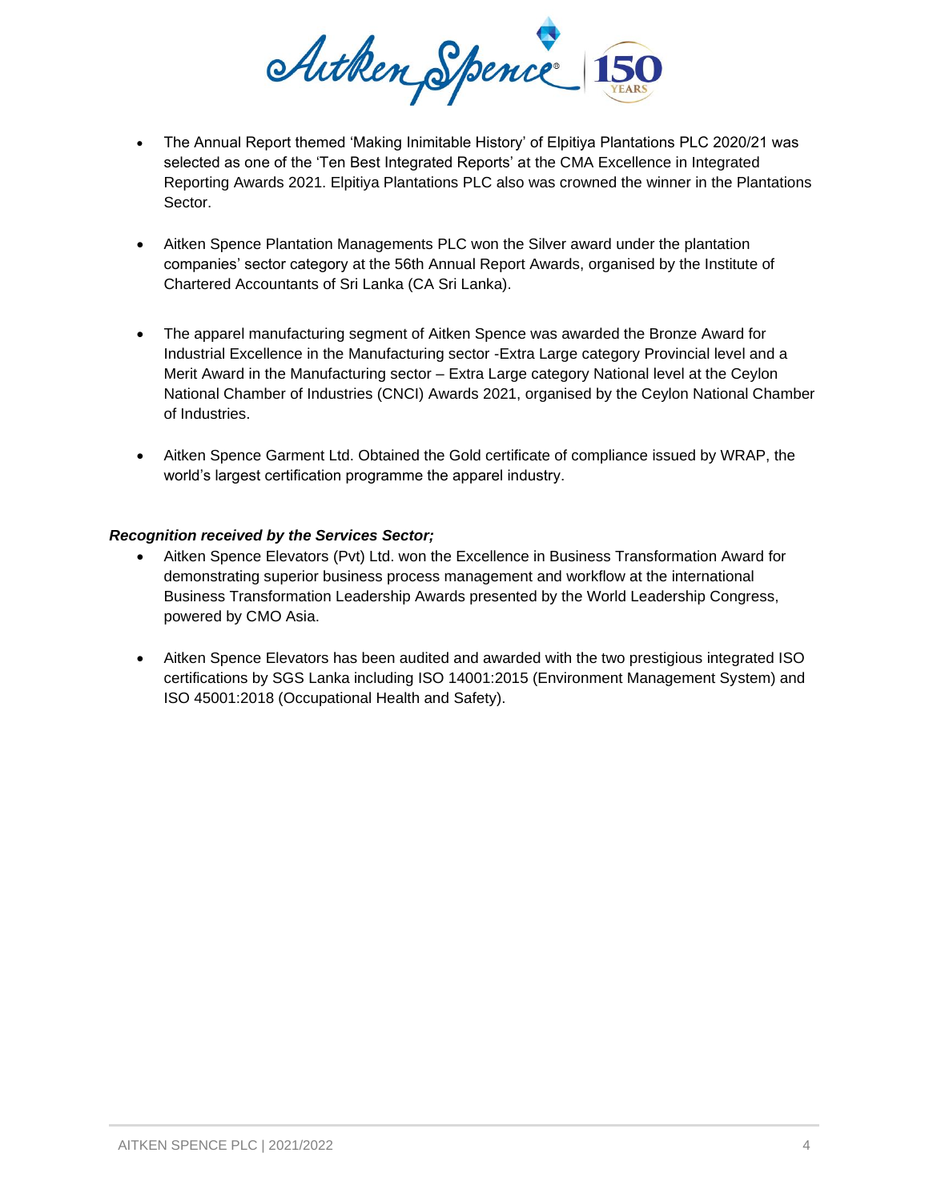- The Annual Report themed 'Making Inimitable History' of Elpitiya Plantations PLC 2020/21 was selected as one of the 'Ten Best Integrated Reports' at the CMA Excellence in Integrated Reporting Awards 2021. Elpitiya Plantations PLC also was crowned the winner in the Plantations Sector.

- Aitken Spence Plantation Managements PLC won the Silver award under the plantation companies' sector category at the 56th Annual Report Awards, organised by the Institute of Chartered Accountants of Sri Lanka (CA Sri Lanka).

- The apparel manufacturing segment of Aitken Spence was awarded the Bronze Award for Industrial Excellence in the Manufacturing sector -Extra Large category Provincial level and a Merit Award in the Manufacturing sector – Extra Large category National level at the Ceylon National Chamber of Industries (CNCI) Awards 2021, organised by the Ceylon National Chamber of Industries.

- Aitken Spence Garment Ltd. Obtained the Gold certificate of compliance issued by WRAP, the world's largest certification programme the apparel industry.

***Recognition received by the Services Sector;***

- Aitken Spence Elevators (Pvt) Ltd. won the Excellence in Business Transformation Award for demonstrating superior business process management and workflow at the international Business Transformation Leadership Awards presented by the World Leadership Congress, powered by CMO Asia.

- Aitken Spence Elevators has been audited and awarded with the two prestigious integrated ISO certifications by SGS Lanka including ISO 14001:2015 (Environment Management System) and ISO 45001:2018 (Occupational Health and Safety).